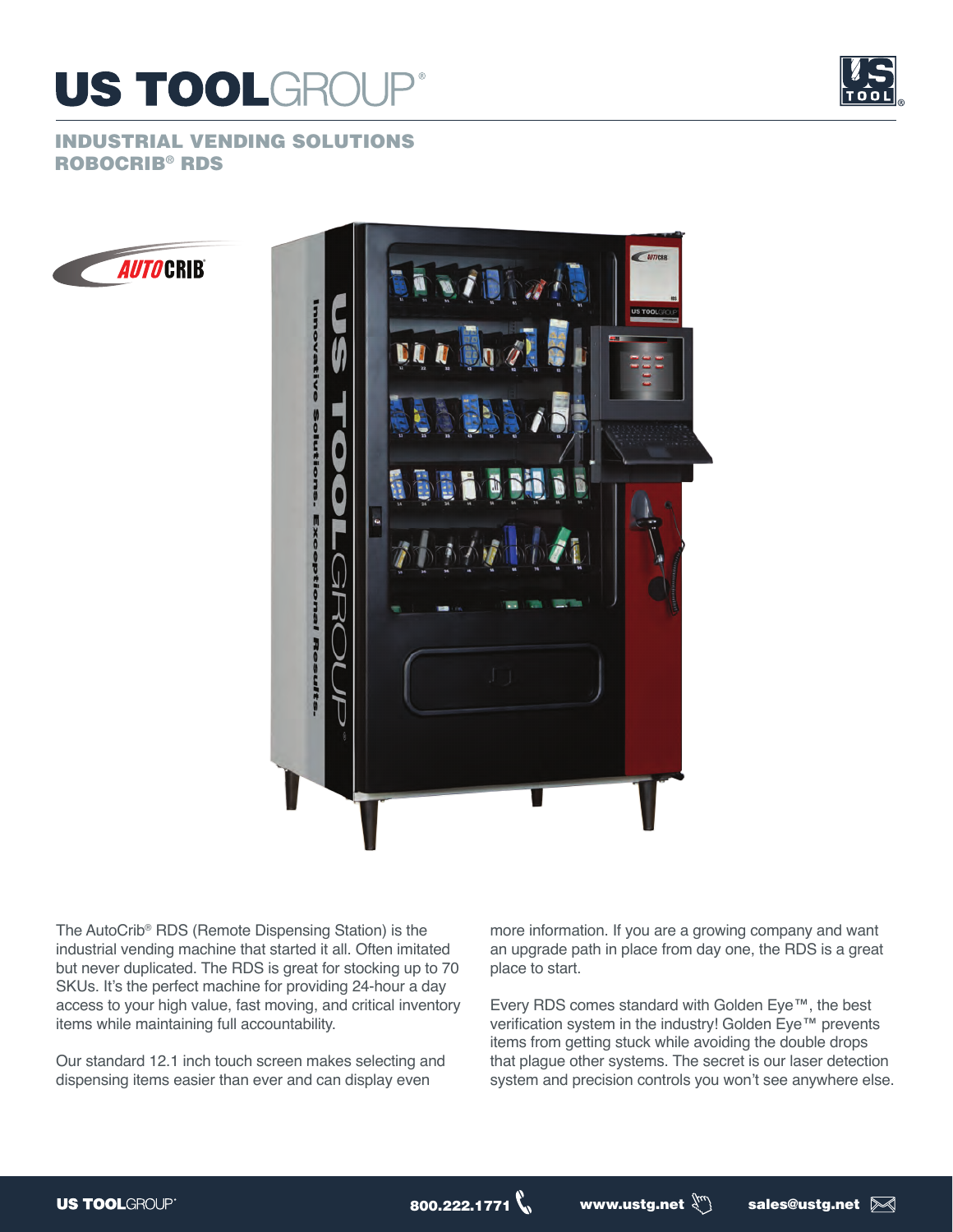# US TOOLGROUP®

## INDUSTRIAL VENDING SOLUTIONS
## ROBOCRIB® RDS

The AutoCrib® RDS (Remote Dispensing Station) is the industrial vending machine that started it all. Often imitated but never duplicated. The RDS is great for stocking up to 70 SKUs. It's the perfect machine for providing 24-hour a day access to your high value, fast moving, and critical inventory items while maintaining full accountability.

Our standard 12.1 inch touch screen makes selecting and dispensing items easier than ever and can display even more information. If you are a growing company and want an upgrade path in place from day one, the RDS is a great place to start.

Every RDS comes standard with Golden Eye™, the best verification system in the industry! Golden Eye™ prevents items from getting stuck while avoiding the double drops that plague other systems. The secret is our laser detection system and precision controls you won't see anywhere else.

US TOOLGROUP® 800.222.1771 www.ustg.net sales@ustg.net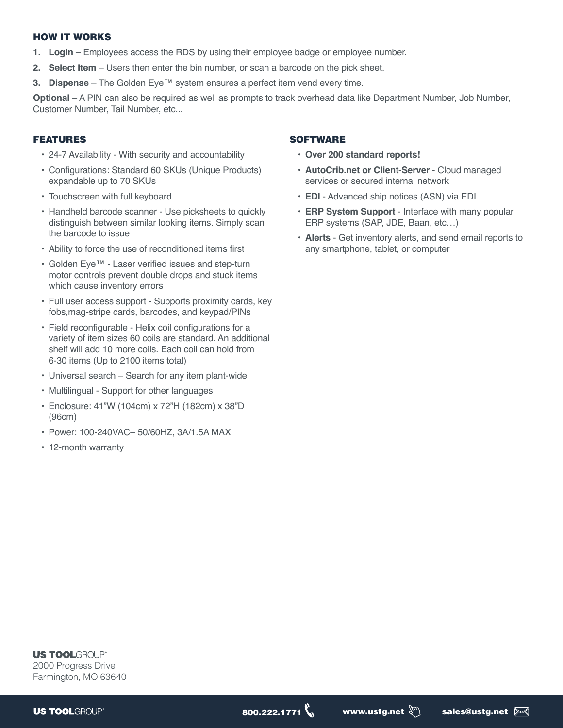## HOW IT WORKS

1. **Login** – Employees access the RDS by using their employee badge or employee number.
2. **Select Item** – Users then enter the bin number, or scan a barcode on the pick sheet.
3. **Dispense** – The Golden Eye™ system ensures a perfect item vend every time.

**Optional** – A PIN can also be required as well as prompts to track overhead data like Department Number, Job Number, Customer Number, Tail Number, etc...

## FEATURES

- 24-7 Availability - With security and accountability
- Configurations: Standard 60 SKUs (Unique Products) expandable up to 70 SKUs
- Touchscreen with full keyboard
- Handheld barcode scanner - Use picksheets to quickly distinguish between similar looking items. Simply scan the barcode to issue
- Ability to force the use of reconditioned items first
- Golden Eye™ - Laser verified issues and step-turn motor controls prevent double drops and stuck items which cause inventory errors
- Full user access support - Supports proximity cards, key fobs,mag-stripe cards, barcodes, and keypad/PINs
- Field reconfigurable - Helix coil configurations for a variety of item sizes 60 coils are standard. An additional shelf will add 10 more coils. Each coil can hold from 6-30 items (Up to 2100 items total)
- Universal search – Search for any item plant-wide
- Multilingual - Support for other languages
- Enclosure: 41"W (104cm) x 72"H (182cm) x 38"D (96cm)
- Power: 100-240VAC– 50/60HZ, 3A/1.5A MAX
- 12-month warranty

## SOFTWARE

- **Over 200 standard reports!**
- **AutoCrib.net or Client-Server** - Cloud managed services or secured internal network
- **EDI** - Advanced ship notices (ASN) via EDI
- **ERP System Support** - Interface with many popular ERP systems (SAP, JDE, Baan, etc…)
- **Alerts** - Get inventory alerts, and send email reports to any smartphone, tablet, or computer

**US TOOL**GROUP®
2000 Progress Drive
Farmington, MO 63640

**US TOOL**GROUP® **800.222.1771** **www.ustg.net** **sales@ustg.net**